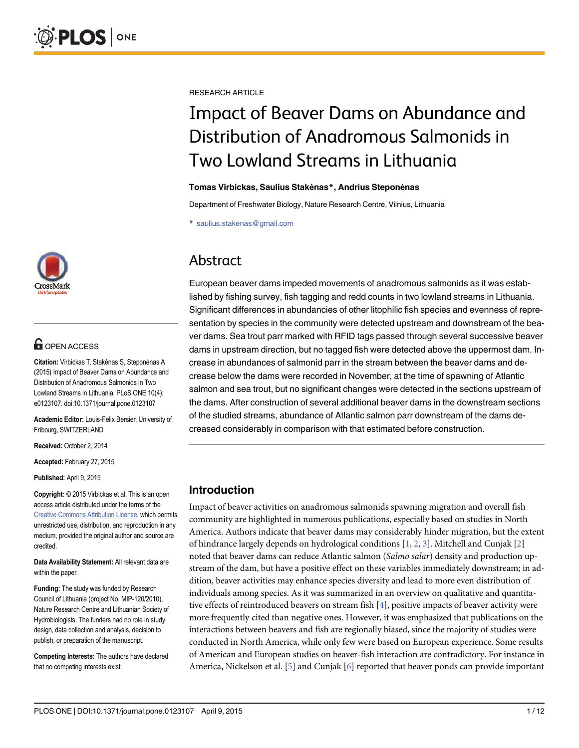RESEARCH ARTICLE

# Impact of Beaver Dams on Abundance and Distribution of Anadromous Salmonids in Two Lowland Streams in Lithuania

**Tomas Virbickas, Saulius Stakėnas\*, Andrius Steponėnas**

Department of Freshwater Biology, Nature Research Centre, Vilnius, Lithuania

\* saulius.stakenas@gmail.com

OPEN ACCESS

**Citation:** Virbickas T, Stakėnas S, Steponėnas A (2015) Impact of Beaver Dams on Abundance and Distribution of Anadromous Salmonids in Two Lowland Streams in Lithuania. PLoS ONE 10(4): e0123107. doi:10.1371/journal.pone.0123107

**Academic Editor:** Louis-Felix Bersier, University of Fribourg, SWITZERLAND

**Received:** October 2, 2014

**Accepted:** February 27, 2015

**Published:** April 9, 2015

**Copyright:** © 2015 Virbickas et al. This is an open access article distributed under the terms of the Creative Commons Attribution License, which permits unrestricted use, distribution, and reproduction in any medium, provided the original author and source are credited.

**Data Availability Statement:** All relevant data are within the paper.

**Funding:** The study was funded by Research Council of Lithuania (project No. MIP-120/2010), Nature Research Centre and Lithuanian Society of Hydrobiologists. The funders had no role in study design, data collection and analysis, decision to publish, or preparation of the manuscript.

**Competing Interests:** The authors have declared that no competing interests exist.

## Abstract

European beaver dams impeded movements of anadromous salmonids as it was established by fishing survey, fish tagging and redd counts in two lowland streams in Lithuania. Significant differences in abundances of other litophilic fish species and evenness of representation by species in the community were detected upstream and downstream of the beaver dams. Sea trout parr marked with RFID tags passed through several successive beaver dams in upstream direction, but no tagged fish were detected above the uppermost dam. Increase in abundances of salmonid parr in the stream between the beaver dams and decrease below the dams were recorded in November, at the time of spawning of Atlantic salmon and sea trout, but no significant changes were detected in the sections upstream of the dams. After construction of several additional beaver dams in the downstream sections of the studied streams, abundance of Atlantic salmon parr downstream of the dams decreased considerably in comparison with that estimated before construction.

## Introduction

Impact of beaver activities on anadromous salmonids spawning migration and overall fish community are highlighted in numerous publications, especially based on studies in North America. Authors indicate that beaver dams may considerably hinder migration, but the extent of hindrance largely depends on hydrological conditions [1, 2, 3]. Mitchell and Cunjak [2] noted that beaver dams can reduce Atlantic salmon (*Salmo salar*) density and production upstream of the dam, but have a positive effect on these variables immediately downstream; in addition, beaver activities may enhance species diversity and lead to more even distribution of individuals among species. As it was summarized in an overview on qualitative and quantitative effects of reintroduced beavers on stream fish [4], positive impacts of beaver activity were more frequently cited than negative ones. However, it was emphasized that publications on the interactions between beavers and fish are regionally biased, since the majority of studies were conducted in North America, while only few were based on European experience. Some results of American and European studies on beaver-fish interaction are contradictory. For instance in America, Nickelson et al. [5] and Cunjak [6] reported that beaver ponds can provide important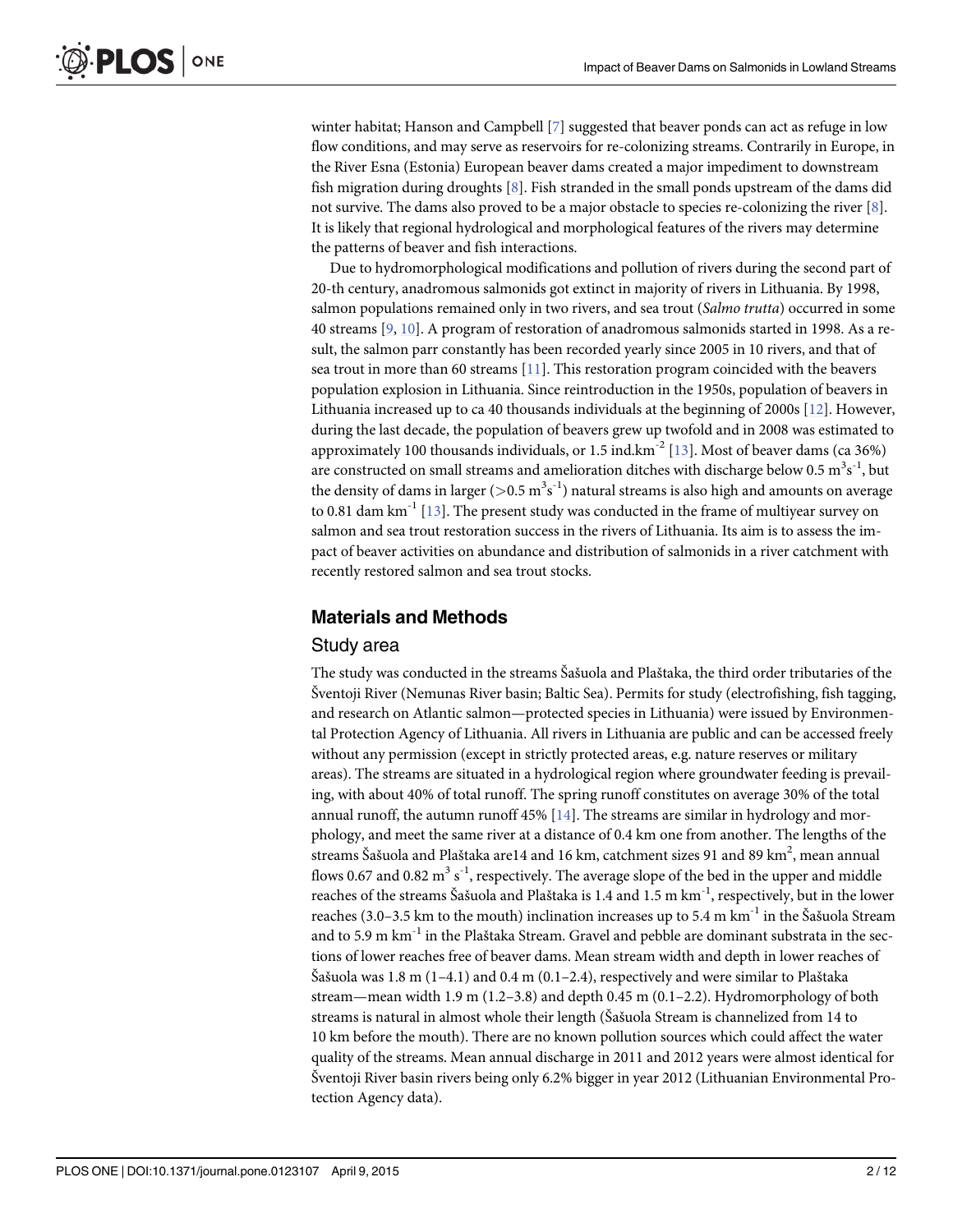winter habitat; Hanson and Campbell [7] suggested that beaver ponds can act as refuge in low flow conditions, and may serve as reservoirs for re-colonizing streams. Contrarily in Europe, in the River Esna (Estonia) European beaver dams created a major impediment to downstream fish migration during droughts [8]. Fish stranded in the small ponds upstream of the dams did not survive. The dams also proved to be a major obstacle to species re-colonizing the river [8]. It is likely that regional hydrological and morphological features of the rivers may determine the patterns of beaver and fish interactions.

Due to hydromorphological modifications and pollution of rivers during the second part of 20-th century, anadromous salmonids got extinct in majority of rivers in Lithuania. By 1998, salmon populations remained only in two rivers, and sea trout (*Salmo trutta*) occurred in some 40 streams [9, 10]. A program of restoration of anadromous salmonids started in 1998. As a result, the salmon parr constantly has been recorded yearly since 2005 in 10 rivers, and that of sea trout in more than 60 streams [11]. This restoration program coincided with the beavers population explosion in Lithuania. Since reintroduction in the 1950s, population of beavers in Lithuania increased up to ca 40 thousands individuals at the beginning of 2000s [12]. However, during the last decade, the population of beavers grew up twofold and in 2008 was estimated to approximately 100 thousands individuals, or 1.5 ind.km$^{-2}$ [13]. Most of beaver dams (ca 36%) are constructed on small streams and amelioration ditches with discharge below 0.5 m$^3$s$^{-1}$, but the density of dams in larger (>0.5 m$^3$s$^{-1}$) natural streams is also high and amounts on average to 0.81 dam km$^{-1}$ [13]. The present study was conducted in the frame of multiyear survey on salmon and sea trout restoration success in the rivers of Lithuania. Its aim is to assess the impact of beaver activities on abundance and distribution of salmonids in a river catchment with recently restored salmon and sea trout stocks.

## Materials and Methods

### Study area

The study was conducted in the streams Šašuola and Plaštaka, the third order tributaries of the Šventoji River (Nemunas River basin; Baltic Sea). Permits for study (electrofishing, fish tagging, and research on Atlantic salmon—protected species in Lithuania) were issued by Environmental Protection Agency of Lithuania. All rivers in Lithuania are public and can be accessed freely without any permission (except in strictly protected areas, e.g. nature reserves or military areas). The streams are situated in a hydrological region where groundwater feeding is prevailing, with about 40% of total runoff. The spring runoff constitutes on average 30% of the total annual runoff, the autumn runoff 45% [14]. The streams are similar in hydrology and morphology, and meet the same river at a distance of 0.4 km one from another. The lengths of the streams Šašuola and Plaštaka are14 and 16 km, catchment sizes 91 and 89 km$^2$, mean annual flows 0.67 and 0.82 m$^3$ s$^{-1}$, respectively. The average slope of the bed in the upper and middle reaches of the streams Šašuola and Plaštaka is 1.4 and 1.5 m km$^{-1}$, respectively, but in the lower reaches (3.0–3.5 km to the mouth) inclination increases up to 5.4 m km$^{-1}$ in the Šašuola Stream and to 5.9 m km$^{-1}$ in the Plaštaka Stream. Gravel and pebble are dominant substrata in the sections of lower reaches free of beaver dams. Mean stream width and depth in lower reaches of Šašuola was 1.8 m (1–4.1) and 0.4 m (0.1–2.4), respectively and were similar to Plaštaka stream—mean width 1.9 m (1.2–3.8) and depth 0.45 m (0.1–2.2). Hydromorphology of both streams is natural in almost whole their length (Šašuola Stream is channelized from 14 to 10 km before the mouth). There are no known pollution sources which could affect the water quality of the streams. Mean annual discharge in 2011 and 2012 years were almost identical for Šventoji River basin rivers being only 6.2% bigger in year 2012 (Lithuanian Environmental Protection Agency data).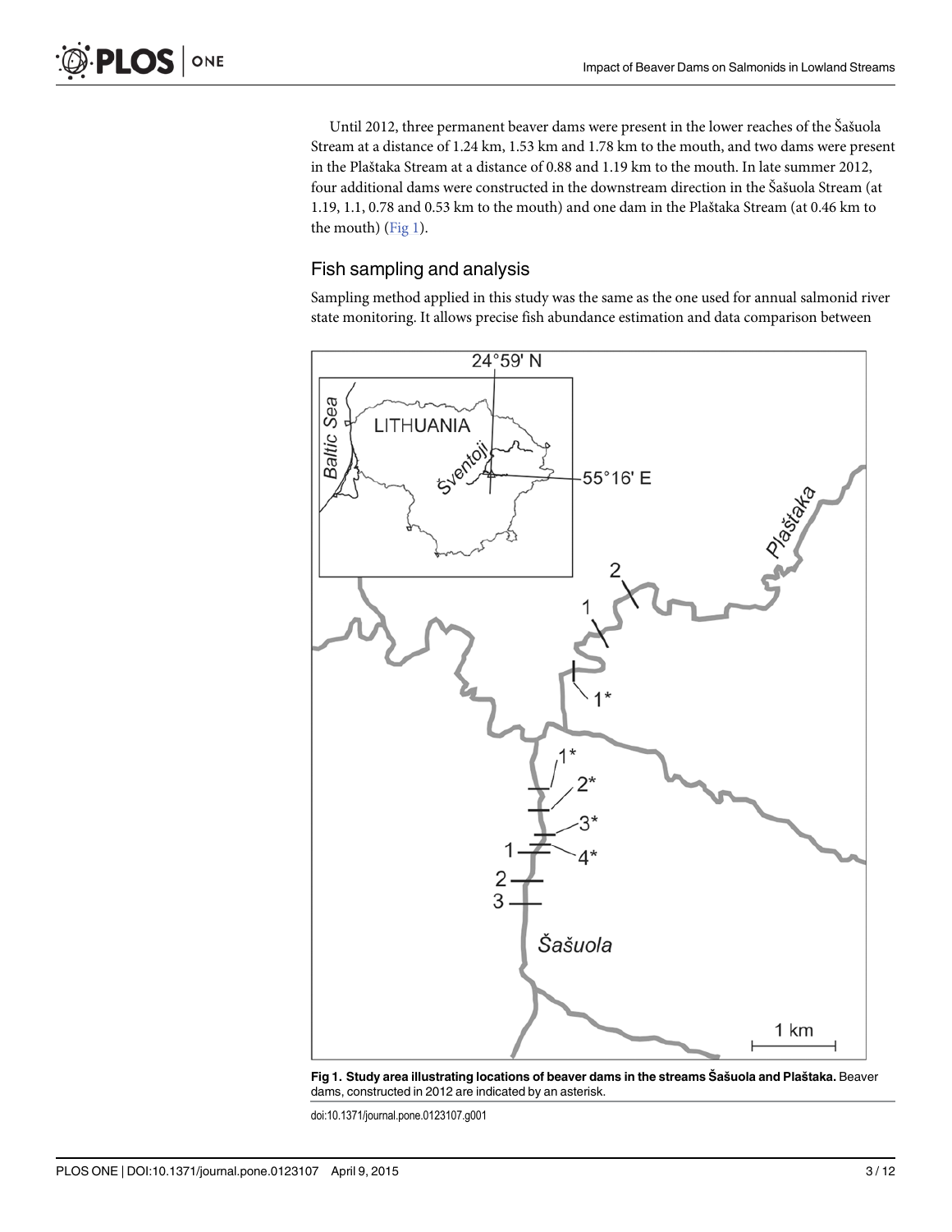Until 2012, three permanent beaver dams were present in the lower reaches of the Šašuola Stream at a distance of 1.24 km, 1.53 km and 1.78 km to the mouth, and two dams were present in the Plaštaka Stream at a distance of 0.88 and 1.19 km to the mouth. In late summer 2012, four additional dams were constructed in the downstream direction in the Šašuola Stream (at 1.19, 1.1, 0.78 and 0.53 km to the mouth) and one dam in the Plaštaka Stream (at 0.46 km to the mouth) (Fig 1).

## Fish sampling and analysis

Sampling method applied in this study was the same as the one used for annual salmonid river state monitoring. It allows precise fish abundance estimation and data comparison between

**Fig 1. Study area illustrating locations of beaver dams in the streams Šašuola and Plaštaka.** Beaver dams, constructed in 2012 are indicated by an asterisk.

doi:10.1371/journal.pone.0123107.g001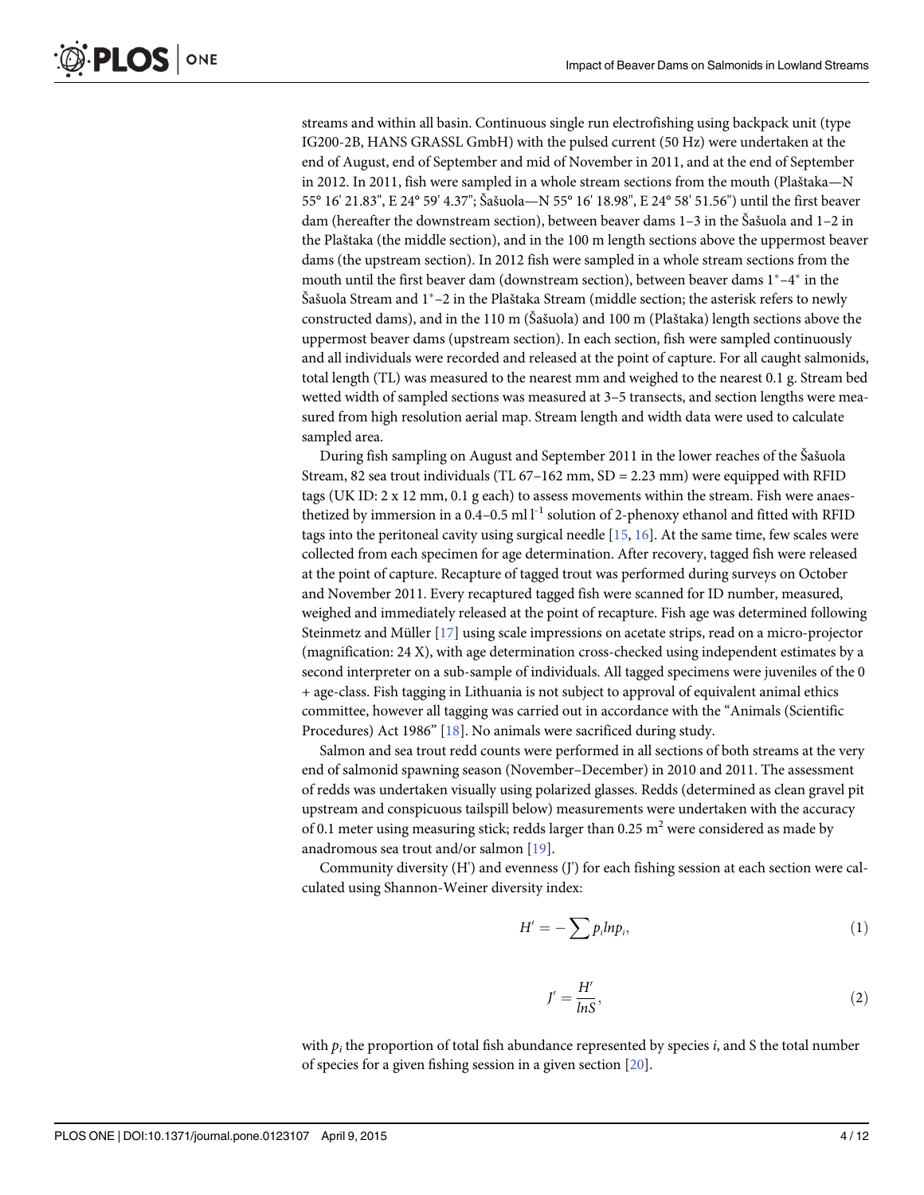streams and within all basin. Continuous single run electrofishing using backpack unit (type IG200-2B, HANS GRASSL GmbH) with the pulsed current (50 Hz) were undertaken at the end of August, end of September and mid of November in 2011, and at the end of September in 2012. In 2011, fish were sampled in a whole stream sections from the mouth (Plaštaka—N 55° 16' 21.83", E 24° 59' 4.37"; Šašuola—N 55° 16' 18.98", E 24° 58' 51.56") until the first beaver dam (hereafter the downstream section), between beaver dams 1–3 in the Šašuola and 1–2 in the Plaštaka (the middle section), and in the 100 m length sections above the uppermost beaver dams (the upstream section). In 2012 fish were sampled in a whole stream sections from the mouth until the first beaver dam (downstream section), between beaver dams 1*–4* in the Šašuola Stream and 1*–2 in the Plaštaka Stream (middle section; the asterisk refers to newly constructed dams), and in the 110 m (Šašuola) and 100 m (Plaštaka) length sections above the uppermost beaver dams (upstream section). In each section, fish were sampled continuously and all individuals were recorded and released at the point of capture. For all caught salmonids, total length (TL) was measured to the nearest mm and weighed to the nearest 0.1 g. Stream bed wetted width of sampled sections was measured at 3–5 transects, and section lengths were measured from high resolution aerial map. Stream length and width data were used to calculate sampled area.

During fish sampling on August and September 2011 in the lower reaches of the Šašuola Stream, 82 sea trout individuals (TL 67–162 mm, SD = 2.23 mm) were equipped with RFID tags (UK ID: 2 x 12 mm, 0.1 g each) to assess movements within the stream. Fish were anaesthetized by immersion in a 0.4–0.5 ml $l^{-1}$ solution of 2-phenoxy ethanol and fitted with RFID tags into the peritoneal cavity using surgical needle [15, 16]. At the same time, few scales were collected from each specimen for age determination. After recovery, tagged fish were released at the point of capture. Recapture of tagged trout was performed during surveys on October and November 2011. Every recaptured tagged fish were scanned for ID number, measured, weighed and immediately released at the point of recapture. Fish age was determined following Steinmetz and Müller [17] using scale impressions on acetate strips, read on a micro-projector (magnification: 24 X), with age determination cross-checked using independent estimates by a second interpreter on a sub-sample of individuals. All tagged specimens were juveniles of the 0 + age-class. Fish tagging in Lithuania is not subject to approval of equivalent animal ethics committee, however all tagging was carried out in accordance with the "Animals (Scientific Procedures) Act 1986" [18]. No animals were sacrificed during study.

Salmon and sea trout redd counts were performed in all sections of both streams at the very end of salmonid spawning season (November–December) in 2010 and 2011. The assessment of redds was undertaken visually using polarized glasses. Redds (determined as clean gravel pit upstream and conspicuous tailspill below) measurements were undertaken with the accuracy of 0.1 meter using measuring stick; redds larger than 0.25 $m^2$ were considered as made by anadromous sea trout and/or salmon [19].

Community diversity (H') and evenness (J') for each fishing session at each section were calculated using Shannon-Weiner diversity index:

$$H' = -\sum p_i ln p_i, \tag{1}$$

$$J' = \frac{H'}{lnS}, \tag{2}$$

with $p_i$ the proportion of total fish abundance represented by species $i$, and S the total number of species for a given fishing session in a given section [20].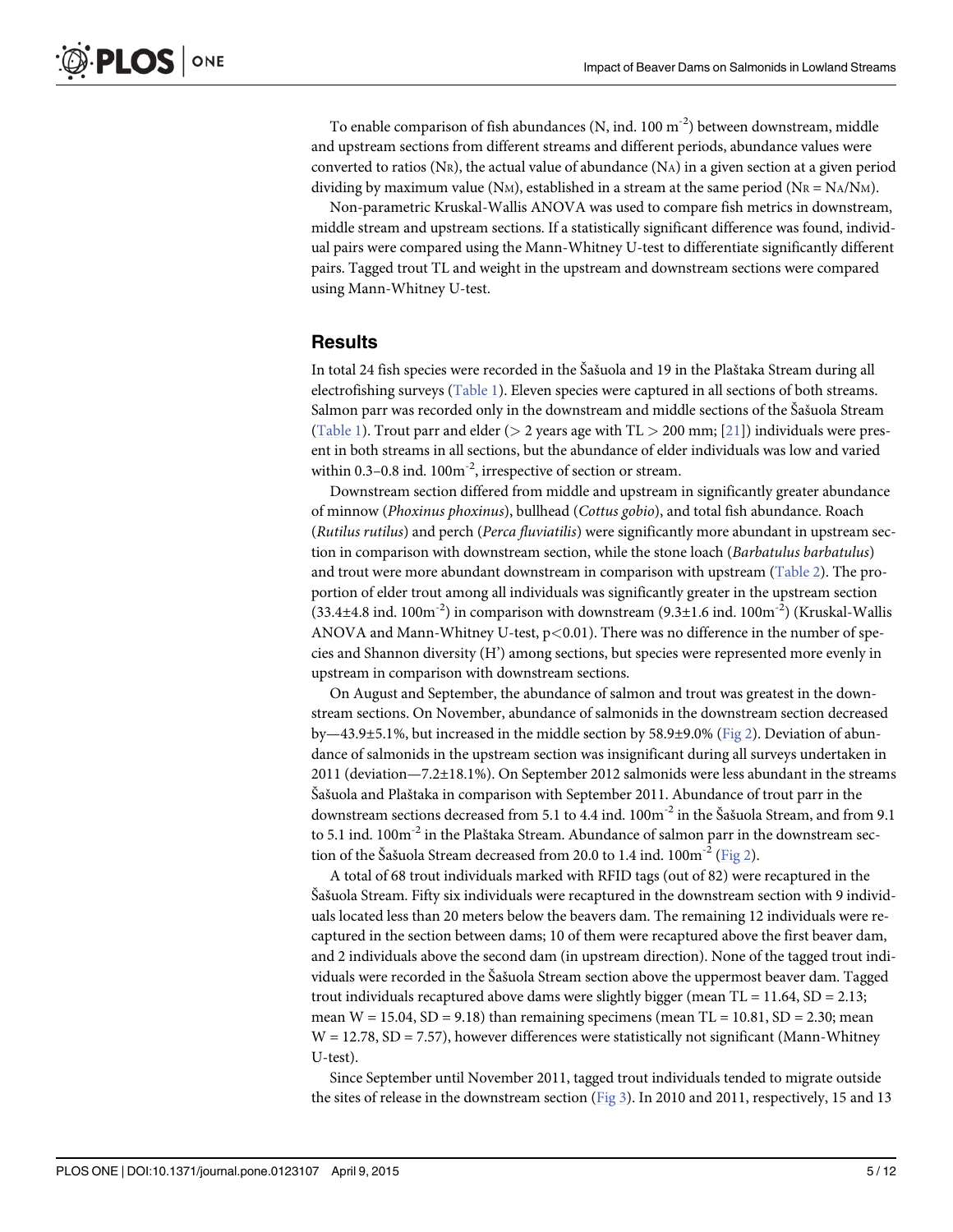To enable comparison of fish abundances (N, ind. 100 $m^{-2}$) between downstream, middle and upstream sections from different streams and different periods, abundance values were converted to ratios ($N_R$), the actual value of abundance ($N_A$) in a given section at a given period dividing by maximum value ($N_M$), established in a stream at the same period ($N_R = N_A/N_M$).

Non-parametric Kruskal-Wallis ANOVA was used to compare fish metrics in downstream, middle stream and upstream sections. If a statistically significant difference was found, individual pairs were compared using the Mann-Whitney U-test to differentiate significantly different pairs. Tagged trout TL and weight in the upstream and downstream sections were compared using Mann-Whitney U-test.

## Results

In total 24 fish species were recorded in the Šašuola and 19 in the Plaštaka Stream during all electrofishing surveys (Table 1). Eleven species were captured in all sections of both streams. Salmon parr was recorded only in the downstream and middle sections of the Šašuola Stream (Table 1). Trout parr and elder (> 2 years age with TL > 200 mm; [21]) individuals were present in both streams in all sections, but the abundance of elder individuals was low and varied within 0.3–0.8 ind. 100$m^{-2}$, irrespective of section or stream.

Downstream section differed from middle and upstream in significantly greater abundance of minnow (*Phoxinus phoxinus*), bullhead (*Cottus gobio*), and total fish abundance. Roach (*Rutilus rutilus*) and perch (*Perca fluviatilis*) were significantly more abundant in upstream section in comparison with downstream section, while the stone loach (*Barbatulus barbatulus*) and trout were more abundant downstream in comparison with upstream (Table 2). The proportion of elder trout among all individuals was significantly greater in the upstream section (33.4±4.8 ind. 100$m^{-2}$) in comparison with downstream (9.3±1.6 ind. 100$m^{-2}$) (Kruskal-Wallis ANOVA and Mann-Whitney U-test, $p<0.01$). There was no difference in the number of species and Shannon diversity (H') among sections, but species were represented more evenly in upstream in comparison with downstream sections.

On August and September, the abundance of salmon and trout was greatest in the downstream sections. On November, abundance of salmonids in the downstream section decreased by—43.9±5.1%, but increased in the middle section by 58.9±9.0% (Fig 2). Deviation of abundance of salmonids in the upstream section was insignificant during all surveys undertaken in 2011 (deviation—7.2±18.1%). On September 2012 salmonids were less abundant in the streams Šašuola and Plaštaka in comparison with September 2011. Abundance of trout parr in the downstream sections decreased from 5.1 to 4.4 ind. 100$m^{-2}$ in the Šašuola Stream, and from 9.1 to 5.1 ind. 100$m^{-2}$ in the Plaštaka Stream. Abundance of salmon parr in the downstream section of the Šašuola Stream decreased from 20.0 to 1.4 ind. 100$m^{-2}$ (Fig 2).

A total of 68 trout individuals marked with RFID tags (out of 82) were recaptured in the Šašuola Stream. Fifty six individuals were recaptured in the downstream section with 9 individuals located less than 20 meters below the beavers dam. The remaining 12 individuals were recaptured in the section between dams; 10 of them were recaptured above the first beaver dam, and 2 individuals above the second dam (in upstream direction). None of the tagged trout individuals were recorded in the Šašuola Stream section above the uppermost beaver dam. Tagged trout individuals recaptured above dams were slightly bigger (mean TL = 11.64, SD = 2.13; mean W = 15.04, SD = 9.18) than remaining specimens (mean TL = 10.81, SD = 2.30; mean W = 12.78, SD = 7.57), however differences were statistically not significant (Mann-Whitney U-test).

Since September until November 2011, tagged trout individuals tended to migrate outside the sites of release in the downstream section (Fig 3). In 2010 and 2011, respectively, 15 and 13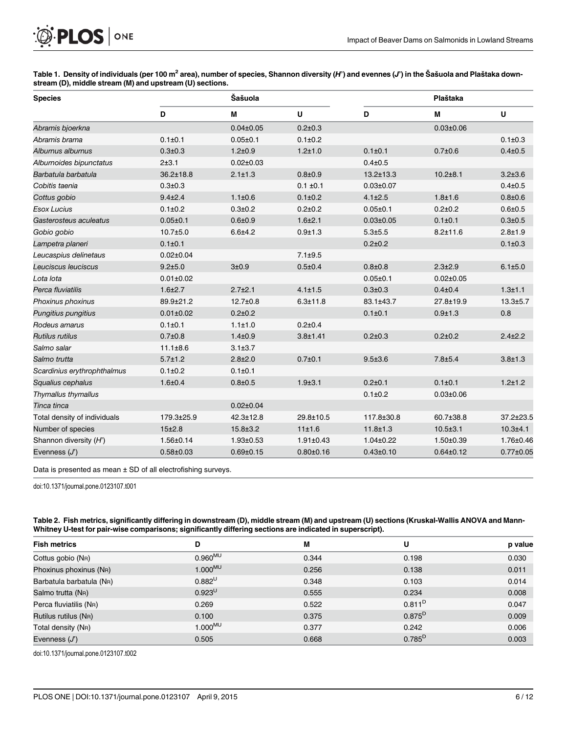**Table 1. Density of individuals (per 100 m² area), number of species, Shannon diversity (*H'*) and evennes (*J'*) in the Šašuola and Plaštaka downstream (D), middle stream (M) and upstream (U) sections.**

| Species | Šašuola | | | Plaštaka | | |
|---|---|---|---|---|---|---|
| | D | M | U | D | M | U |
| *Abramis bjoerkna* | | 0.04±0.05 | 0.2±0.3 | | 0.03±0.06 | |
| *Abramis brama* | 0.1±0.1 | 0.05±0.1 | 0.1±0.2 | | | 0.1±0.3 |
| *Alburnus alburnus* | 0.3±0.3 | 1.2±0.9 | 1.2±1.0 | 0.1±0.1 | 0.7±0.6 | 0.4±0.5 |
| *Alburnoides bipunctatus* | 2±3.1 | 0.02±0.03 | | 0.4±0.5 | | |
| *Barbatula barbatula* | 36.2±18.8 | 2.1±1.3 | 0.8±0.9 | 13.2±13.3 | 10.2±8.1 | 3.2±3.6 |
| *Cobitis taenia* | 0.3±0.3 | | 0.1 ±0.1 | 0.03±0.07 | | 0.4±0.5 |
| *Cottus gobio* | 9.4±2.4 | 1.1±0.6 | 0.1±0.2 | 4.1±2.5 | 1.8±1.6 | 0.8±0.6 |
| *Esox Lucius* | 0.1±0.2 | 0.3±0.2 | 0.2±0.2 | 0.05±0.1 | 0.2±0.2 | 0.6±0.5 |
| *Gasterosteus aculeatus* | 0.05±0.1 | 0.6±0.9 | 1.6±2.1 | 0.03±0.05 | 0.1±0.1 | 0.3±0.5 |
| *Gobio gobio* | 10.7±5.0 | 6.6±4.2 | 0.9±1.3 | 5.3±5.5 | 8.2±11.6 | 2.8±1.9 |
| *Lampetra planeri* | 0.1±0.1 | | | 0.2±0.2 | | 0.1±0.3 |
| *Leucaspius delinetaus* | 0.02±0.04 | | 7.1±9.5 | | | |
| *Leuciscus leuciscus* | 9.2±5.0 | 3±0.9 | 0.5±0.4 | 0.8±0.8 | 2.3±2.9 | 6.1±5.0 |
| *Lota lota* | 0.01±0.02 | | | 0.05±0.1 | 0.02±0.05 | |
| *Perca fluviatilis* | 1.6±2.7 | 2.7±2.1 | 4.1±1.5 | 0.3±0.3 | 0.4±0.4 | 1.3±1.1 |
| *Phoxinus phoxinus* | 89.9±21.2 | 12.7±0.8 | 6.3±11.8 | 83.1±43.7 | 27.8±19.9 | 13.3±5.7 |
| *Pungitius pungitius* | 0.01±0.02 | 0.2±0.2 | | 0.1±0.1 | 0.9±1.3 | 0.8 |
| *Rodeus amarus* | 0.1±0.1 | 1.1±1.0 | 0.2±0.4 | | | |
| *Rutilus rutilus* | 0.7±0.8 | 1.4±0.9 | 3.8±1.41 | 0.2±0.3 | 0.2±0.2 | 2.4±2.2 |
| *Salmo salar* | 11.1±8.6 | 3.1±3.7 | | | | |
| *Salmo trutta* | 5.7±1.2 | 2.8±2.0 | 0.7±0.1 | 9.5±3.6 | 7.8±5.4 | 3.8±1.3 |
| *Scardinius erythrophthalmus* | 0.1±0.2 | 0.1±0.1 | | | | |
| *Squalius cephalus* | 1.6±0.4 | 0.8±0.5 | 1.9±3.1 | 0.2±0.1 | 0.1±0.1 | 1.2±1.2 |
| *Thymallus thymallus* | | | | 0.1±0.2 | 0.03±0.06 | |
| *Tinca tinca* | | 0.02±0.04 | | | | |
| Total density of individuals | 179.3±25.9 | 42.3±12.8 | 29.8±10.5 | 117.8±30.8 | 60.7±38.8 | 37.2±23.5 |
| Number of species | 15±2.8 | 15.8±3.2 | 11±1.6 | 11.8±1.3 | 10.5±3.1 | 10.3±4.1 |
| Shannon diversity (*H'*) | 1.56±0.14 | 1.93±0.53 | 1.91±0.43 | 1.04±0.22 | 1.50±0.39 | 1.76±0.46 |
| Evenness (*J'*) | 0.58±0.03 | 0.69±0.15 | 0.80±0.16 | 0.43±0.10 | 0.64±0.12 | 0.77±0.05 |

Data is presented as mean ± SD of all electrofishing surveys.

doi:10.1371/journal.pone.0123107.t001

**Table 2. Fish metrics, significantly differing in downstream (D), middle stream (M) and upstream (U) sections (Kruskal-Wallis ANOVA and Mann-Whitney U-test for pair-wise comparisons; significantly differing sections are indicated in superscript).**

| Fish metrics | D | M | U | p value |
|---|---|---|---|---|
| Cottus gobio ($N_R$) | $0.960^{MU}$ | 0.344 | 0.198 | 0.030 |
| Phoxinus phoxinus ($N_R$) | $1.000^{MU}$ | 0.256 | 0.138 | 0.011 |
| Barbatula barbatula ($N_R$) | $0.882^{U}$ | 0.348 | 0.103 | 0.014 |
| Salmo trutta ($N_R$) | $0.923^{U}$ | 0.555 | 0.234 | 0.008 |
| Perca fluviatilis ($N_R$) | 0.269 | 0.522 | $0.811^{D}$ | 0.047 |
| Rutilus rutilus ($N_R$) | 0.100 | 0.375 | $0.875^{D}$ | 0.009 |
| Total density ($N_R$) | $1.000^{MU}$ | 0.377 | 0.242 | 0.006 |
| Evenness (*J'*) | 0.505 | 0.668 | $0.785^{D}$ | 0.003 |

doi:10.1371/journal.pone.0123107.t002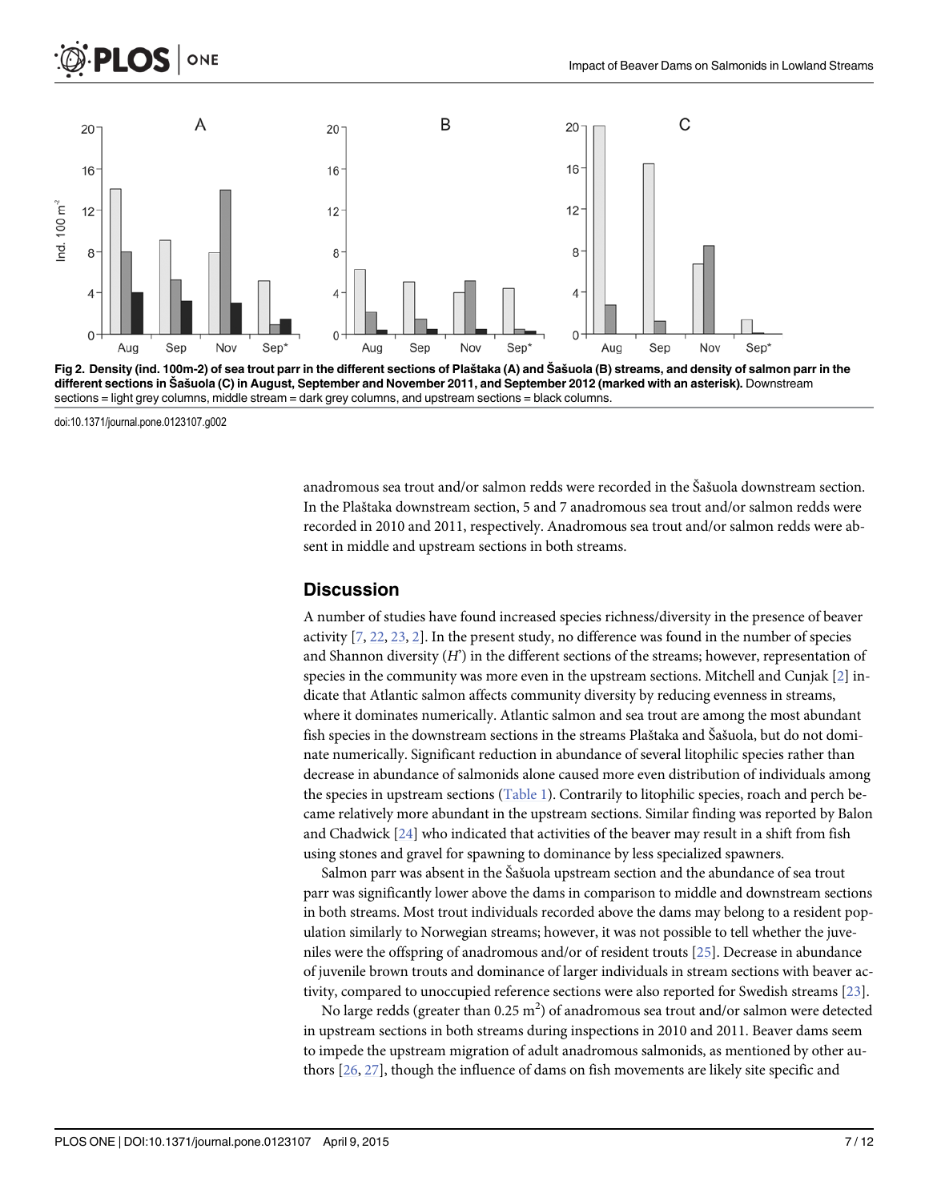Fig 2. Density (ind. 100m-2) of sea trout parr in the different sections of Plaštaka (A) and Šašuola (B) streams, and density of salmon parr in the different sections in Šašuola (C) in August, September and November 2011, and September 2012 (marked with an asterisk). Downstream sections = light grey columns, middle stream = dark grey columns, and upstream sections = black columns.

doi:10.1371/journal.pone.0123107.g002

anadromous sea trout and/or salmon redds were recorded in the Šašuola downstream section. In the Plaštaka downstream section, 5 and 7 anadromous sea trout and/or salmon redds were recorded in 2010 and 2011, respectively. Anadromous sea trout and/or salmon redds were absent in middle and upstream sections in both streams.

## Discussion

A number of studies have found increased species richness/diversity in the presence of beaver activity [7, 22, 23, 2]. In the present study, no difference was found in the number of species and Shannon diversity ($H'$) in the different sections of the streams; however, representation of species in the community was more even in the upstream sections. Mitchell and Cunjak [2] indicate that Atlantic salmon affects community diversity by reducing evenness in streams, where it dominates numerically. Atlantic salmon and sea trout are among the most abundant fish species in the downstream sections in the streams Plaštaka and Šašuola, but do not dominate numerically. Significant reduction in abundance of several litophilic species rather than decrease in abundance of salmonids alone caused more even distribution of individuals among the species in upstream sections (Table 1). Contrarily to litophilic species, roach and perch became relatively more abundant in the upstream sections. Similar finding was reported by Balon and Chadwick [24] who indicated that activities of the beaver may result in a shift from fish using stones and gravel for spawning to dominance by less specialized spawners.

Salmon parr was absent in the Šašuola upstream section and the abundance of sea trout parr was significantly lower above the dams in comparison to middle and downstream sections in both streams. Most trout individuals recorded above the dams may belong to a resident population similarly to Norwegian streams; however, it was not possible to tell whether the juveniles were the offspring of anadromous and/or of resident trouts [25]. Decrease in abundance of juvenile brown trouts and dominance of larger individuals in stream sections with beaver activity, compared to unoccupied reference sections were also reported for Swedish streams [23].

No large redds (greater than 0.25 $m^2$) of anadromous sea trout and/or salmon were detected in upstream sections in both streams during inspections in 2010 and 2011. Beaver dams seem to impede the upstream migration of adult anadromous salmonids, as mentioned by other authors [26, 27], though the influence of dams on fish movements are likely site specific and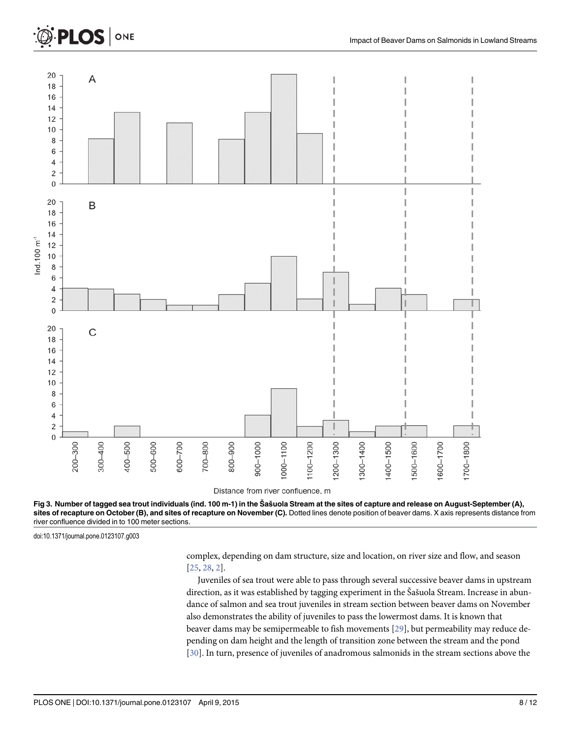Fig 3. Number of tagged sea trout individuals (ind. 100 m-1) in the Šašuola Stream at the sites of capture and release on August-September (A), sites of recapture on October (B), and sites of recapture on November (C). Dotted lines denote position of beaver dams. X axis represents distance from river confluence divided in to 100 meter sections.

doi:10.1371/journal.pone.0123107.g003

complex, depending on dam structure, size and location, on river size and flow, and season [25, 28, 2].

Juveniles of sea trout were able to pass through several successive beaver dams in upstream direction, as it was established by tagging experiment in the Šašuola Stream. Increase in abundance of salmon and sea trout juveniles in stream section between beaver dams on November also demonstrates the ability of juveniles to pass the lowermost dams. It is known that beaver dams may be semipermeable to fish movements [29], but permeability may reduce depending on dam height and the length of transition zone between the stream and the pond [30]. In turn, presence of juveniles of anadromous salmonids in the stream sections above the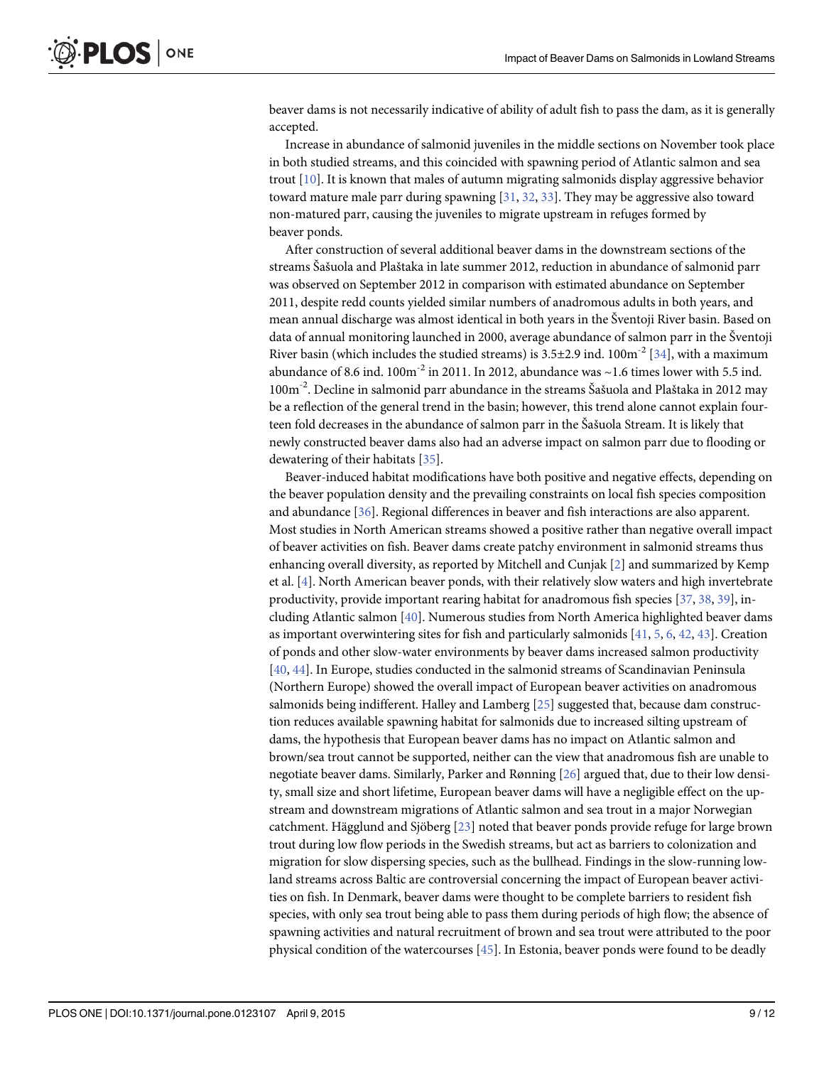beaver dams is not necessarily indicative of ability of adult fish to pass the dam, as it is generally accepted.

Increase in abundance of salmonid juveniles in the middle sections on November took place in both studied streams, and this coincided with spawning period of Atlantic salmon and sea trout [10]. It is known that males of autumn migrating salmonids display aggressive behavior toward mature male parr during spawning [31, 32, 33]. They may be aggressive also toward non-matured parr, causing the juveniles to migrate upstream in refuges formed by beaver ponds.

After construction of several additional beaver dams in the downstream sections of the streams Šašuola and Plaštaka in late summer 2012, reduction in abundance of salmonid parr was observed on September 2012 in comparison with estimated abundance on September 2011, despite redd counts yielded similar numbers of anadromous adults in both years, and mean annual discharge was almost identical in both years in the Šventoji River basin. Based on data of annual monitoring launched in 2000, average abundance of salmon parr in the Šventoji River basin (which includes the studied streams) is 3.5±2.9 ind. $100m^{-2}$ [34], with a maximum abundance of 8.6 ind. $100m^{-2}$ in 2011. In 2012, abundance was ~1.6 times lower with 5.5 ind. $100m^{-2}$. Decline in salmonid parr abundance in the streams Šašuola and Plaštaka in 2012 may be a reflection of the general trend in the basin; however, this trend alone cannot explain fourteen fold decreases in the abundance of salmon parr in the Šašuola Stream. It is likely that newly constructed beaver dams also had an adverse impact on salmon parr due to flooding or dewatering of their habitats [35].

Beaver-induced habitat modifications have both positive and negative effects, depending on the beaver population density and the prevailing constraints on local fish species composition and abundance [36]. Regional differences in beaver and fish interactions are also apparent. Most studies in North American streams showed a positive rather than negative overall impact of beaver activities on fish. Beaver dams create patchy environment in salmonid streams thus enhancing overall diversity, as reported by Mitchell and Cunjak [2] and summarized by Kemp et al. [4]. North American beaver ponds, with their relatively slow waters and high invertebrate productivity, provide important rearing habitat for anadromous fish species [37, 38, 39], including Atlantic salmon [40]. Numerous studies from North America highlighted beaver dams as important overwintering sites for fish and particularly salmonids [41, 5, 6, 42, 43]. Creation of ponds and other slow-water environments by beaver dams increased salmon productivity [40, 44]. In Europe, studies conducted in the salmonid streams of Scandinavian Peninsula (Northern Europe) showed the overall impact of European beaver activities on anadromous salmonids being indifferent. Halley and Lamberg [25] suggested that, because dam construction reduces available spawning habitat for salmonids due to increased silting upstream of dams, the hypothesis that European beaver dams has no impact on Atlantic salmon and brown/sea trout cannot be supported, neither can the view that anadromous fish are unable to negotiate beaver dams. Similarly, Parker and Rønning [26] argued that, due to their low density, small size and short lifetime, European beaver dams will have a negligible effect on the upstream and downstream migrations of Atlantic salmon and sea trout in a major Norwegian catchment. Hägglund and Sjöberg [23] noted that beaver ponds provide refuge for large brown trout during low flow periods in the Swedish streams, but act as barriers to colonization and migration for slow dispersing species, such as the bullhead. Findings in the slow-running lowland streams across Baltic are controversial concerning the impact of European beaver activities on fish. In Denmark, beaver dams were thought to be complete barriers to resident fish species, with only sea trout being able to pass them during periods of high flow; the absence of spawning activities and natural recruitment of brown and sea trout were attributed to the poor physical condition of the watercourses [45]. In Estonia, beaver ponds were found to be deadly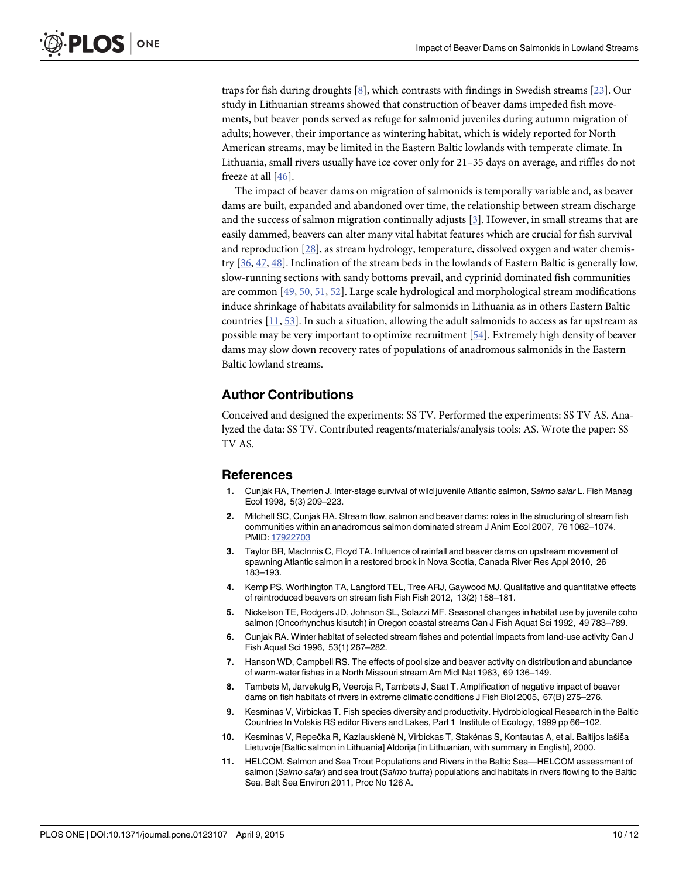traps for fish during droughts [8], which contrasts with findings in Swedish streams [23]. Our study in Lithuanian streams showed that construction of beaver dams impeded fish movements, but beaver ponds served as refuge for salmonid juveniles during autumn migration of adults; however, their importance as wintering habitat, which is widely reported for North American streams, may be limited in the Eastern Baltic lowlands with temperate climate. In Lithuania, small rivers usually have ice cover only for 21–35 days on average, and riffles do not freeze at all [46].

The impact of beaver dams on migration of salmonids is temporally variable and, as beaver dams are built, expanded and abandoned over time, the relationship between stream discharge and the success of salmon migration continually adjusts [3]. However, in small streams that are easily dammed, beavers can alter many vital habitat features which are crucial for fish survival and reproduction [28], as stream hydrology, temperature, dissolved oxygen and water chemistry [36, 47, 48]. Inclination of the stream beds in the lowlands of Eastern Baltic is generally low, slow-running sections with sandy bottoms prevail, and cyprinid dominated fish communities are common [49, 50, 51, 52]. Large scale hydrological and morphological stream modifications induce shrinkage of habitats availability for salmonids in Lithuania as in others Eastern Baltic countries [11, 53]. In such a situation, allowing the adult salmonids to access as far upstream as possible may be very important to optimize recruitment [54]. Extremely high density of beaver dams may slow down recovery rates of populations of anadromous salmonids in the Eastern Baltic lowland streams.

## Author Contributions

Conceived and designed the experiments: SS TV. Performed the experiments: SS TV AS. Analyzed the data: SS TV. Contributed reagents/materials/analysis tools: AS. Wrote the paper: SS TV AS.

## References

1. Cunjak RA, Therrien J. Inter-stage survival of wild juvenile Atlantic salmon, *Salmo salar* L. Fish Manag Ecol 1998, 5(3) 209–223.
2. Mitchell SC, Cunjak RA. Stream flow, salmon and beaver dams: roles in the structuring of stream fish communities within an anadromous salmon dominated stream J Anim Ecol 2007, 76 1062–1074. PMID: 17922703
3. Taylor BR, MacInnis C, Floyd TA. Influence of rainfall and beaver dams on upstream movement of spawning Atlantic salmon in a restored brook in Nova Scotia, Canada River Res Appl 2010, 26 183–193.
4. Kemp PS, Worthington TA, Langford TEL, Tree ARJ, Gaywood MJ. Qualitative and quantitative effects of reintroduced beavers on stream fish Fish Fish 2012, 13(2) 158–181.
5. Nickelson TE, Rodgers JD, Johnson SL, Solazzi MF. Seasonal changes in habitat use by juvenile coho salmon (Oncorhynchus kisutch) in Oregon coastal streams Can J Fish Aquat Sci 1992, 49 783–789.
6. Cunjak RA. Winter habitat of selected stream fishes and potential impacts from land-use activity Can J Fish Aquat Sci 1996, 53(1) 267–282.
7. Hanson WD, Campbell RS. The effects of pool size and beaver activity on distribution and abundance of warm-water fishes in a North Missouri stream Am Midl Nat 1963, 69 136–149.
8. Tambets M, Jarvekulg R, Veeroja R, Tambets J, Saat T. Amplification of negative impact of beaver dams on fish habitats of rivers in extreme climatic conditions J Fish Biol 2005, 67(B) 275–276.
9. Kesminas V, Virbickas T. Fish species diversity and productivity. Hydrobiological Research in the Baltic Countries In Volskis RS editor Rivers and Lakes, Part 1 Institute of Ecology, 1999 pp 66–102.
10. Kesminas V, Repečka R, Kazlauskienė N, Virbickas T, Stakėnas S, Kontautas A, et al. Baltijos lašiša Lietuvoje [Baltic salmon in Lithuania] Aldorija [in Lithuanian, with summary in English], 2000.
11. HELCOM. Salmon and Sea Trout Populations and Rivers in the Baltic Sea—HELCOM assessment of salmon (*Salmo salar*) and sea trout (*Salmo trutta*) populations and habitats in rivers flowing to the Baltic Sea. Balt Sea Environ 2011, Proc No 126 A.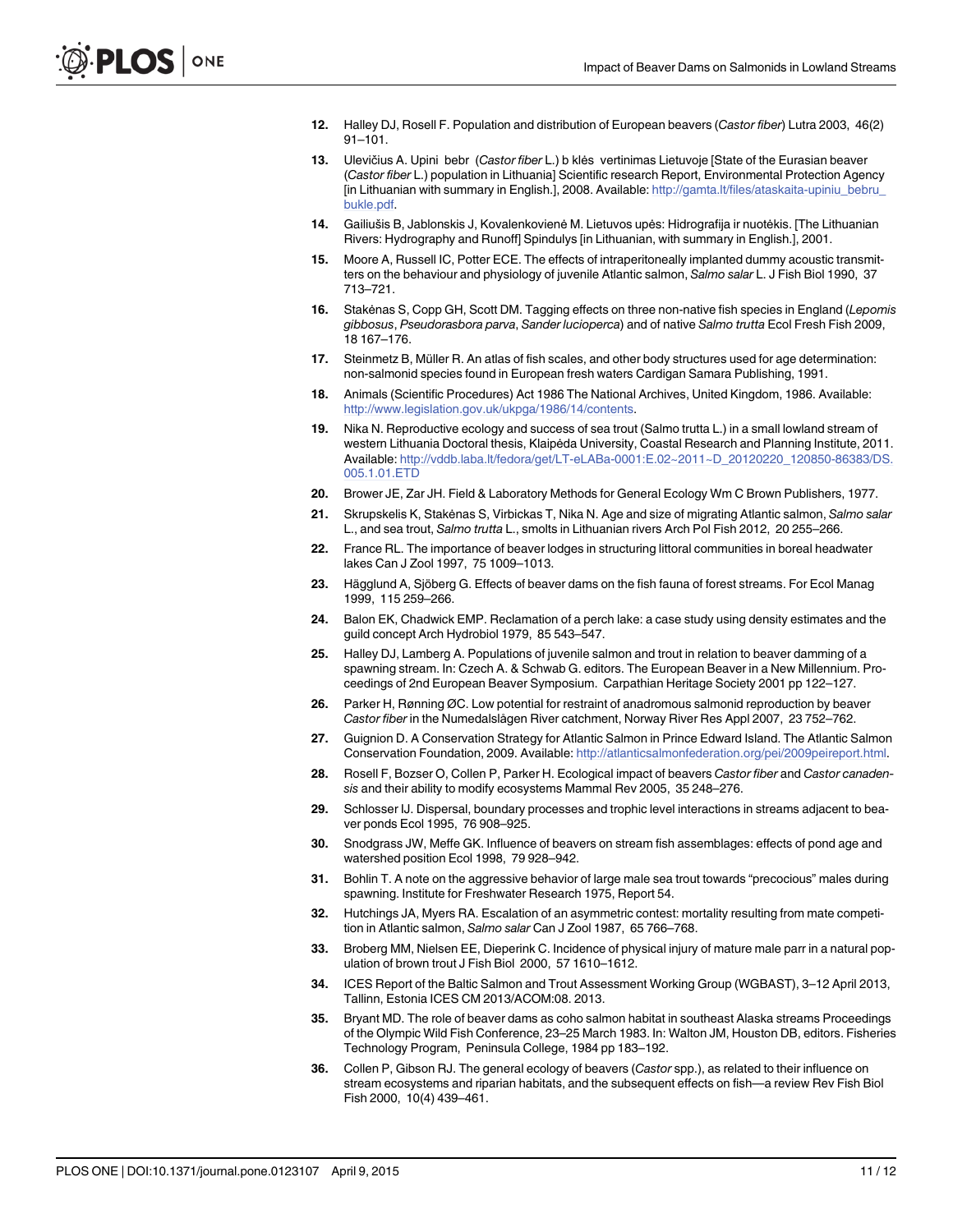12. Halley DJ, Rosell F. Population and distribution of European beavers (*Castor fiber*) Lutra 2003, 46(2) 91–101.
13. Ulevičius A. Upini bebr (*Castor fiber* L.) b klės vertinimas Lietuvoje [State of the Eurasian beaver (*Castor fiber* L.) population in Lithuania] Scientific research Report, Environmental Protection Agency [in Lithuanian with summary in English.], 2008. Available: http://gamta.lt/files/ataskaita-upiniu_bebru_bukle.pdf.
14. Gailiušis B, Jablonskis J, Kovalenkovienė M. Lietuvos upės: Hidrografija ir nuotėkis. [The Lithuanian Rivers: Hydrography and Runoff] Spindulys [in Lithuanian, with summary in English.], 2001.
15. Moore A, Russell IC, Potter ECE. The effects of intraperitoneally implanted dummy acoustic transmitters on the behaviour and physiology of juvenile Atlantic salmon, *Salmo salar* L. J Fish Biol 1990, 37 713–721.
16. Stakėnas S, Copp GH, Scott DM. Tagging effects on three non-native fish species in England (*Lepomis gibbosus*, *Pseudorasbora parva*, *Sander lucioperca*) and of native *Salmo trutta* Ecol Fresh Fish 2009, 18 167–176.
17. Steinmetz B, Müller R. An atlas of fish scales, and other body structures used for age determination: non-salmonid species found in European fresh waters Cardigan Samara Publishing, 1991.
18. Animals (Scientific Procedures) Act 1986 The National Archives, United Kingdom, 1986. Available: http://www.legislation.gov.uk/ukpga/1986/14/contents.
19. Nika N. Reproductive ecology and success of sea trout (Salmo trutta L.) in a small lowland stream of western Lithuania Doctoral thesis, Klaipėda University, Coastal Research and Planning Institute, 2011. Available: http://vddb.laba.lt/fedora/get/LT-eLABa-0001:E.02~2011~D_20120220_120850-86383/DS.005.1.01.ETD
20. Brower JE, Zar JH. Field & Laboratory Methods for General Ecology Wm C Brown Publishers, 1977.
21. Skrupskelis K, Stakėnas S, Virbickas T, Nika N. Age and size of migrating Atlantic salmon, *Salmo salar* L., and sea trout, *Salmo trutta* L., smolts in Lithuanian rivers Arch Pol Fish 2012, 20 255–266.
22. France RL. The importance of beaver lodges in structuring littoral communities in boreal headwater lakes Can J Zool 1997, 75 1009–1013.
23. Hägglund A, Sjöberg G. Effects of beaver dams on the fish fauna of forest streams. For Ecol Manag 1999, 115 259–266.
24. Balon EK, Chadwick EMP. Reclamation of a perch lake: a case study using density estimates and the guild concept Arch Hydrobiol 1979, 85 543–547.
25. Halley DJ, Lamberg A. Populations of juvenile salmon and trout in relation to beaver damming of a spawning stream. In: Czech A. & Schwab G. editors. The European Beaver in a New Millennium. Proceedings of 2nd European Beaver Symposium. Carpathian Heritage Society 2001 pp 122–127.
26. Parker H, Rønning ØC. Low potential for restraint of anadromous salmonid reproduction by beaver *Castor fiber* in the Numedalslågen River catchment, Norway River Res Appl 2007, 23 752–762.
27. Guignion D. A Conservation Strategy for Atlantic Salmon in Prince Edward Island. The Atlantic Salmon Conservation Foundation, 2009. Available: http://atlanticsalmonfederation.org/pei/2009peireport.html.
28. Rosell F, Bozser O, Collen P, Parker H. Ecological impact of beavers *Castor fiber* and *Castor canadensis* and their ability to modify ecosystems Mammal Rev 2005, 35 248–276.
29. Schlosser IJ. Dispersal, boundary processes and trophic level interactions in streams adjacent to beaver ponds Ecol 1995, 76 908–925.
30. Snodgrass JW, Meffe GK. Influence of beavers on stream fish assemblages: effects of pond age and watershed position Ecol 1998, 79 928–942.
31. Bohlin T. A note on the aggressive behavior of large male sea trout towards "precocious" males during spawning. Institute for Freshwater Research 1975, Report 54.
32. Hutchings JA, Myers RA. Escalation of an asymmetric contest: mortality resulting from mate competition in Atlantic salmon, *Salmo salar* Can J Zool 1987, 65 766–768.
33. Broberg MM, Nielsen EE, Dieperink C. Incidence of physical injury of mature male parr in a natural population of brown trout J Fish Biol 2000, 57 1610–1612.
34. ICES Report of the Baltic Salmon and Trout Assessment Working Group (WGBAST), 3–12 April 2013, Tallinn, Estonia ICES CM 2013/ACOM:08. 2013.
35. Bryant MD. The role of beaver dams as coho salmon habitat in southeast Alaska streams Proceedings of the Olympic Wild Fish Conference, 23–25 March 1983. In: Walton JM, Houston DB, editors. Fisheries Technology Program, Peninsula College, 1984 pp 183–192.
36. Collen P, Gibson RJ. The general ecology of beavers (*Castor* spp.), as related to their influence on stream ecosystems and riparian habitats, and the subsequent effects on fish—a review Rev Fish Biol Fish 2000, 10(4) 439–461.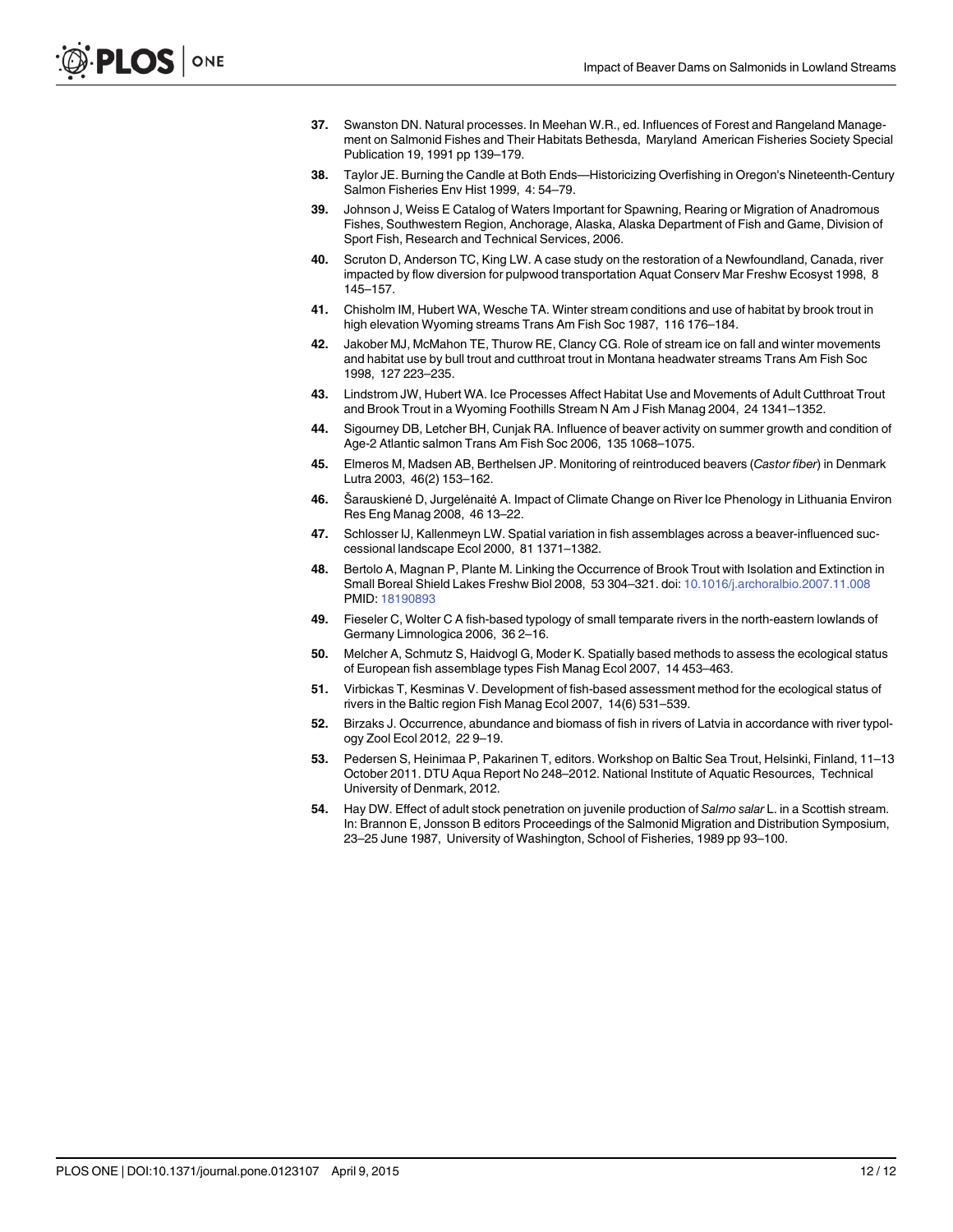37. Swanston DN. Natural processes. In Meehan W.R., ed. Influences of Forest and Rangeland Management on Salmonid Fishes and Their Habitats Bethesda, Maryland American Fisheries Society Special Publication 19, 1991 pp 139–179.
38. Taylor JE. Burning the Candle at Both Ends—Historicizing Overfishing in Oregon's Nineteenth-Century Salmon Fisheries Env Hist 1999, 4: 54–79.
39. Johnson J, Weiss E Catalog of Waters Important for Spawning, Rearing or Migration of Anadromous Fishes, Southwestern Region, Anchorage, Alaska, Alaska Department of Fish and Game, Division of Sport Fish, Research and Technical Services, 2006.
40. Scruton D, Anderson TC, King LW. A case study on the restoration of a Newfoundland, Canada, river impacted by flow diversion for pulpwood transportation Aquat Conserv Mar Freshw Ecosyst 1998, 8 145–157.
41. Chisholm IM, Hubert WA, Wesche TA. Winter stream conditions and use of habitat by brook trout in high elevation Wyoming streams Trans Am Fish Soc 1987, 116 176–184.
42. Jakober MJ, McMahon TE, Thurow RE, Clancy CG. Role of stream ice on fall and winter movements and habitat use by bull trout and cutthroat trout in Montana headwater streams Trans Am Fish Soc 1998, 127 223–235.
43. Lindstrom JW, Hubert WA. Ice Processes Affect Habitat Use and Movements of Adult Cutthroat Trout and Brook Trout in a Wyoming Foothills Stream N Am J Fish Manag 2004, 24 1341–1352.
44. Sigourney DB, Letcher BH, Cunjak RA. Influence of beaver activity on summer growth and condition of Age-2 Atlantic salmon Trans Am Fish Soc 2006, 135 1068–1075.
45. Elmeros M, Madsen AB, Berthelsen JP. Monitoring of reintroduced beavers (*Castor fiber*) in Denmark Lutra 2003, 46(2) 153–162.
46. Šarauskienė D, Jurgelėnaitė A. Impact of Climate Change on River Ice Phenology in Lithuania Environ Res Eng Manag 2008, 46 13–22.
47. Schlosser IJ, Kallenmeyn LW. Spatial variation in fish assemblages across a beaver-influenced successional landscape Ecol 2000, 81 1371–1382.
48. Bertolo A, Magnan P, Plante M. Linking the Occurrence of Brook Trout with Isolation and Extinction in Small Boreal Shield Lakes Freshw Biol 2008, 53 304–321. doi: 10.1016/j.archoralbio.2007.11.008 PMID: 18190893
49. Fieseler C, Wolter C A fish-based typology of small temparate rivers in the north-eastern lowlands of Germany Limnologica 2006, 36 2–16.
50. Melcher A, Schmutz S, Haidvogl G, Moder K. Spatially based methods to assess the ecological status of European fish assemblage types Fish Manag Ecol 2007, 14 453–463.
51. Virbickas T, Kesminas V. Development of fish-based assessment method for the ecological status of rivers in the Baltic region Fish Manag Ecol 2007, 14(6) 531–539.
52. Birzaks J. Occurrence, abundance and biomass of fish in rivers of Latvia in accordance with river typology Zool Ecol 2012, 22 9–19.
53. Pedersen S, Heinimaa P, Pakarinen T, editors. Workshop on Baltic Sea Trout, Helsinki, Finland, 11–13 October 2011. DTU Aqua Report No 248–2012. National Institute of Aquatic Resources, Technical University of Denmark, 2012.
54. Hay DW. Effect of adult stock penetration on juvenile production of *Salmo salar* L. in a Scottish stream. In: Brannon E, Jonsson B editors Proceedings of the Salmonid Migration and Distribution Symposium, 23–25 June 1987, University of Washington, School of Fisheries, 1989 pp 93–100.